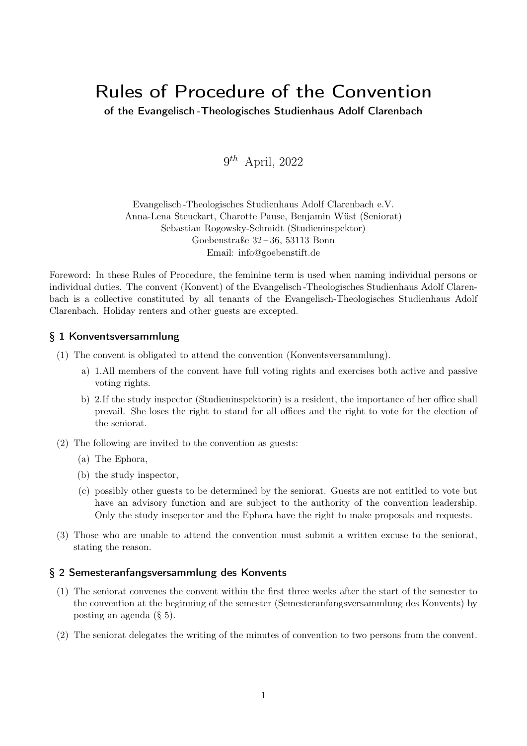# Rules of Procedure of the Convention

**of the Evangelisch-Theologisches Studienhaus Adolf Clarenbach**

9th April, 2022

Evangelisch-Theologisches Studienhaus Adolf Clarenbach e.V.
Anna-Lena Steuckart, Charotte Pause, Benjamin Wüst (Seniorat)
Sebastian Rogowsky-Schmidt (Studieninspektor)
Goebenstraße 32 – 36, 53113 Bonn
Email: info@goebenstift.de

Foreword: In these Rules of Procedure, the feminine term is used when naming individual persons or individual duties. The convent (Konvent) of the Evangelisch-Theologisches Studienhaus Adolf Clarenbach is a collective constituted by all tenants of the Evangelisch-Theologisches Studienhaus Adolf Clarenbach. Holiday renters and other guests are excepted.

## § 1 Konventsversammlung

(1) The convent is obligated to attend the convention (Konventsversammlung).

   a) 1.All members of the convent have full voting rights and exercises both active and passive voting rights.

   b) 2.If the study inspector (Studieninspektorin) is a resident, the importance of her office shall prevail. She loses the right to stand for all offices and the right to vote for the election of the seniorat.

(2) The following are invited to the convention as guests:

   (a) The Ephora,

   (b) the study inspector,

   (c) possibly other guests to be determined by the seniorat. Guests are not entitled to vote but have an advisory function and are subject to the authority of the convention leadership. Only the study insepector and the Ephora have the right to make proposals and requests.

(3) Those who are unable to attend the convention must submit a written excuse to the seniorat, stating the reason.

## § 2 Semesteranfangsversammlung des Konvents

(1) The seniorat convenes the convent within the first three weeks after the start of the semester to the convention at the beginning of the semester (Semesteranfangsversammlung des Konvents) by posting an agenda (§ 5).

(2) The seniorat delegates the writing of the minutes of convention to two persons from the convent.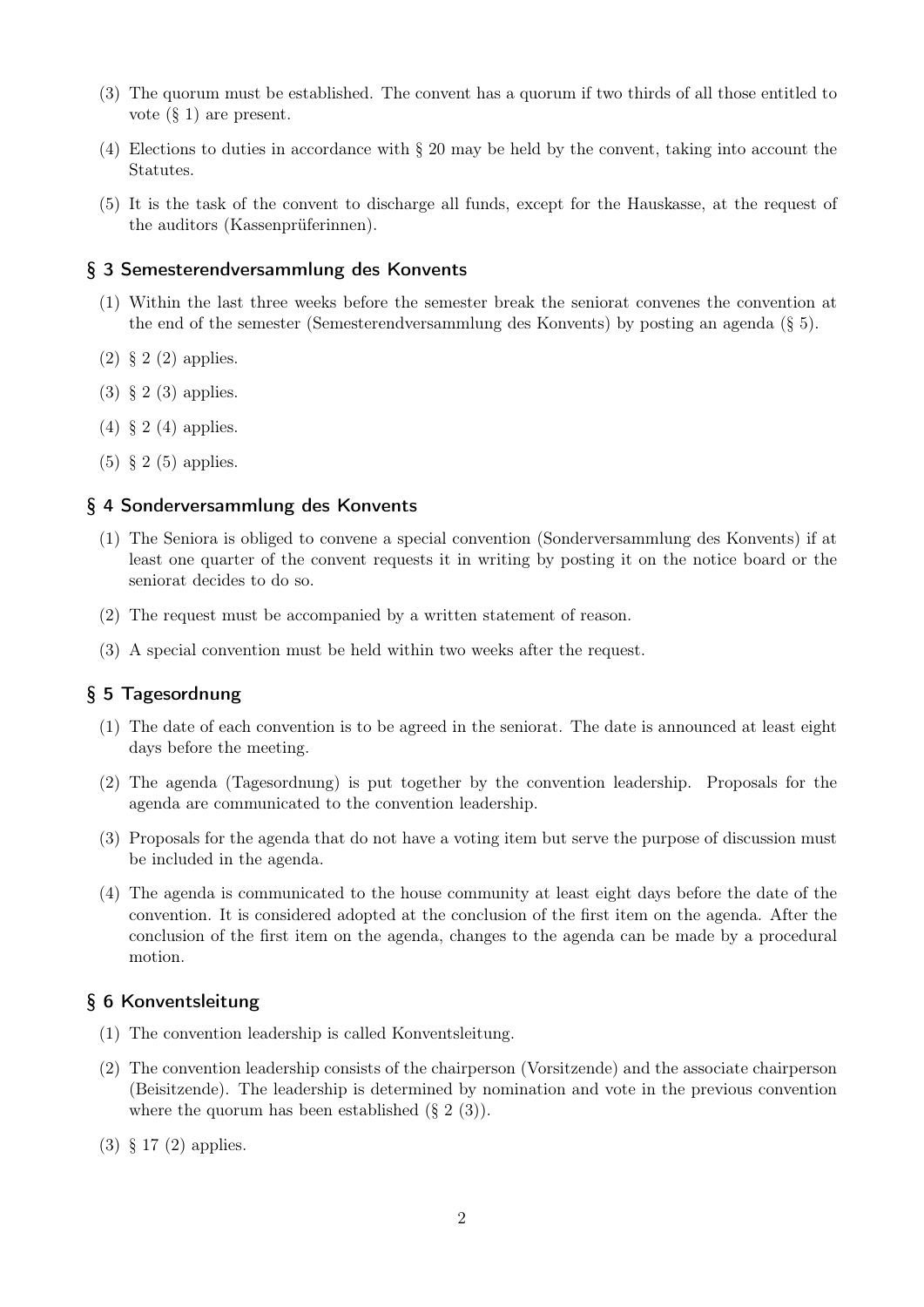(3) The quorum must be established. The convent has a quorum if two thirds of all those entitled to vote (§ 1) are present.

(4) Elections to duties in accordance with § 20 may be held by the convent, taking into account the Statutes.

(5) It is the task of the convent to discharge all funds, except for the Hauskasse, at the request of the auditors (Kassenprüferinnen).

## § 3 Semesterendversammlung des Konvents

(1) Within the last three weeks before the semester break the seniorat convenes the convention at the end of the semester (Semesterendversammlung des Konvents) by posting an agenda (§ 5).

(2) § 2 (2) applies.

(3) § 2 (3) applies.

(4) § 2 (4) applies.

(5) § 2 (5) applies.

## § 4 Sonderversammlung des Konvents

(1) The Seniora is obliged to convene a special convention (Sonderversammlung des Konvents) if at least one quarter of the convent requests it in writing by posting it on the notice board or the seniorat decides to do so.

(2) The request must be accompanied by a written statement of reason.

(3) A special convention must be held within two weeks after the request.

## § 5 Tagesordnung

(1) The date of each convention is to be agreed in the seniorat. The date is announced at least eight days before the meeting.

(2) The agenda (Tagesordnung) is put together by the convention leadership. Proposals for the agenda are communicated to the convention leadership.

(3) Proposals for the agenda that do not have a voting item but serve the purpose of discussion must be included in the agenda.

(4) The agenda is communicated to the house community at least eight days before the date of the convention. It is considered adopted at the conclusion of the first item on the agenda. After the conclusion of the first item on the agenda, changes to the agenda can be made by a procedural motion.

## § 6 Konventsleitung

(1) The convention leadership is called Konventsleitung.

(2) The convention leadership consists of the chairperson (Vorsitzende) and the associate chairperson (Beisitzende). The leadership is determined by nomination and vote in the previous convention where the quorum has been established (§ 2 (3)).

(3) § 17 (2) applies.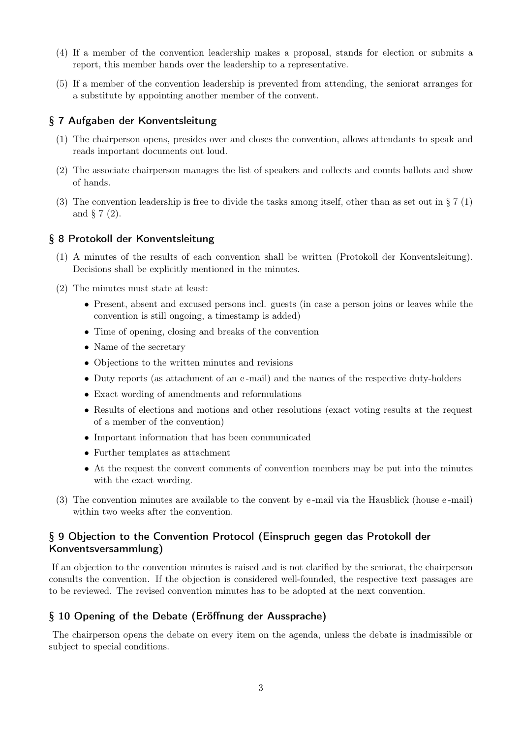(4) If a member of the convention leadership makes a proposal, stands for election or submits a report, this member hands over the leadership to a representative.

(5) If a member of the convention leadership is prevented from attending, the seniorat arranges for a substitute by appointing another member of the convent.

## § 7 Aufgaben der Konventsleitung

(1) The chairperson opens, presides over and closes the convention, allows attendants to speak and reads important documents out loud.

(2) The associate chairperson manages the list of speakers and collects and counts ballots and show of hands.

(3) The convention leadership is free to divide the tasks among itself, other than as set out in § 7 (1) and § 7 (2).

## § 8 Protokoll der Konventsleitung

(1) A minutes of the results of each convention shall be written (Protokoll der Konventsleitung). Decisions shall be explicitly mentioned in the minutes.

(2) The minutes must state at least:

- Present, absent and excused persons incl. guests (in case a person joins or leaves while the convention is still ongoing, a timestamp is added)
- Time of opening, closing and breaks of the convention
- Name of the secretary
- Objections to the written minutes and revisions
- Duty reports (as attachment of an e-mail) and the names of the respective duty-holders
- Exact wording of amendments and reformulations
- Results of elections and motions and other resolutions (exact voting results at the request of a member of the convention)
- Important information that has been communicated
- Further templates as attachment
- At the request the convent comments of convention members may be put into the minutes with the exact wording.

(3) The convention minutes are available to the convent by e-mail via the Hausblick (house e-mail) within two weeks after the convention.

## § 9 Objection to the Convention Protocol (Einspruch gegen das Protokoll der Konventsversammlung)

If an objection to the convention minutes is raised and is not clarified by the seniorat, the chairperson consults the convention. If the objection is considered well-founded, the respective text passages are to be reviewed. The revised convention minutes has to be adopted at the next convention.

## § 10 Opening of the Debate (Eröffnung der Aussprache)

The chairperson opens the debate on every item on the agenda, unless the debate is inadmissible or subject to special conditions.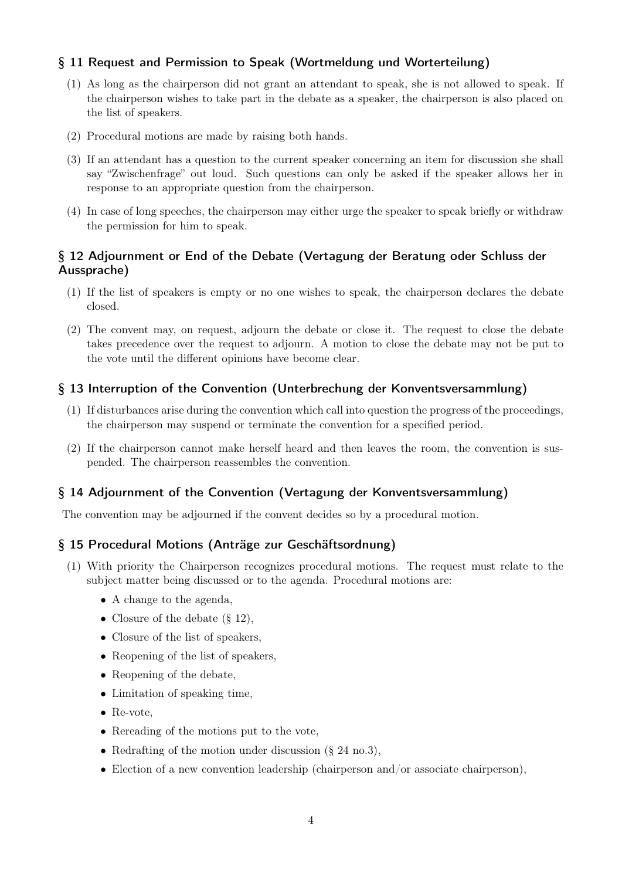## § 11 Request and Permission to Speak (Wortmeldung und Worterteilung)

(1) As long as the chairperson did not grant an attendant to speak, she is not allowed to speak. If the chairperson wishes to take part in the debate as a speaker, the chairperson is also placed on the list of speakers.

(2) Procedural motions are made by raising both hands.

(3) If an attendant has a question to the current speaker concerning an item for discussion she shall say "Zwischenfrage" out loud. Such questions can only be asked if the speaker allows her in response to an appropriate question from the chairperson.

(4) In case of long speeches, the chairperson may either urge the speaker to speak briefly or withdraw the permission for him to speak.

## § 12 Adjournment or End of the Debate (Vertagung der Beratung oder Schluss der Aussprache)

(1) If the list of speakers is empty or no one wishes to speak, the chairperson declares the debate closed.

(2) The convent may, on request, adjourn the debate or close it. The request to close the debate takes precedence over the request to adjourn. A motion to close the debate may not be put to the vote until the different opinions have become clear.

## § 13 Interruption of the Convention (Unterbrechung der Konventsversammlung)

(1) If disturbances arise during the convention which call into question the progress of the proceedings, the chairperson may suspend or terminate the convention for a specified period.

(2) If the chairperson cannot make herself heard and then leaves the room, the convention is suspended. The chairperson reassembles the convention.

## § 14 Adjournment of the Convention (Vertagung der Konventsversammlung)

The convention may be adjourned if the convent decides so by a procedural motion.

## § 15 Procedural Motions (Anträge zur Geschäftsordnung)

(1) With priority the Chairperson recognizes procedural motions. The request must relate to the subject matter being discussed or to the agenda. Procedural motions are:

- A change to the agenda,
- Closure of the debate (§ 12),
- Closure of the list of speakers,
- Reopening of the list of speakers,
- Reopening of the debate,
- Limitation of speaking time,
- Re-vote,
- Rereading of the motions put to the vote,
- Redrafting of the motion under discussion (§ 24 no.3),
- Election of a new convention leadership (chairperson and/or associate chairperson),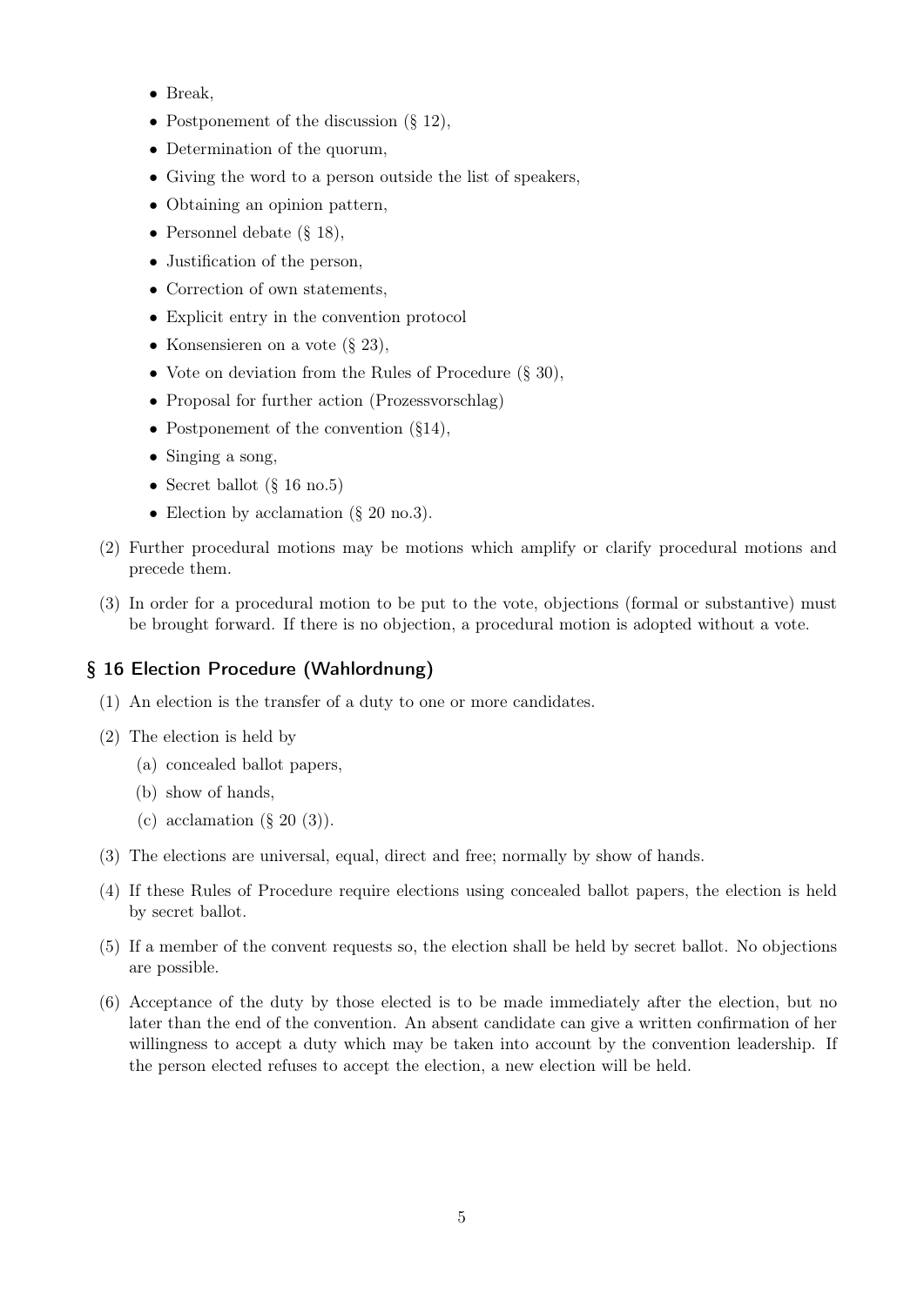- Break,
- Postponement of the discussion (§ 12),
- Determination of the quorum,
- Giving the word to a person outside the list of speakers,
- Obtaining an opinion pattern,
- Personnel debate (§ 18),
- Justification of the person,
- Correction of own statements,
- Explicit entry in the convention protocol
- Konsensieren on a vote (§ 23),
- Vote on deviation from the Rules of Procedure (§ 30),
- Proposal for further action (Prozessvorschlag)
- Postponement of the convention (§14),
- Singing a song,
- Secret ballot (§ 16 no.5)
- Election by acclamation (§ 20 no.3).

(2) Further procedural motions may be motions which amplify or clarify procedural motions and precede them.

(3) In order for a procedural motion to be put to the vote, objections (formal or substantive) must be brought forward. If there is no objection, a procedural motion is adopted without a vote.

## § 16 Election Procedure (Wahlordnung)

(1) An election is the transfer of a duty to one or more candidates.

(2) The election is held by

  (a) concealed ballot papers,

  (b) show of hands,

  (c) acclamation (§ 20 (3)).

(3) The elections are universal, equal, direct and free; normally by show of hands.

(4) If these Rules of Procedure require elections using concealed ballot papers, the election is held by secret ballot.

(5) If a member of the convent requests so, the election shall be held by secret ballot. No objections are possible.

(6) Acceptance of the duty by those elected is to be made immediately after the election, but no later than the end of the convention. An absent candidate can give a written confirmation of her willingness to accept a duty which may be taken into account by the convention leadership. If the person elected refuses to accept the election, a new election will be held.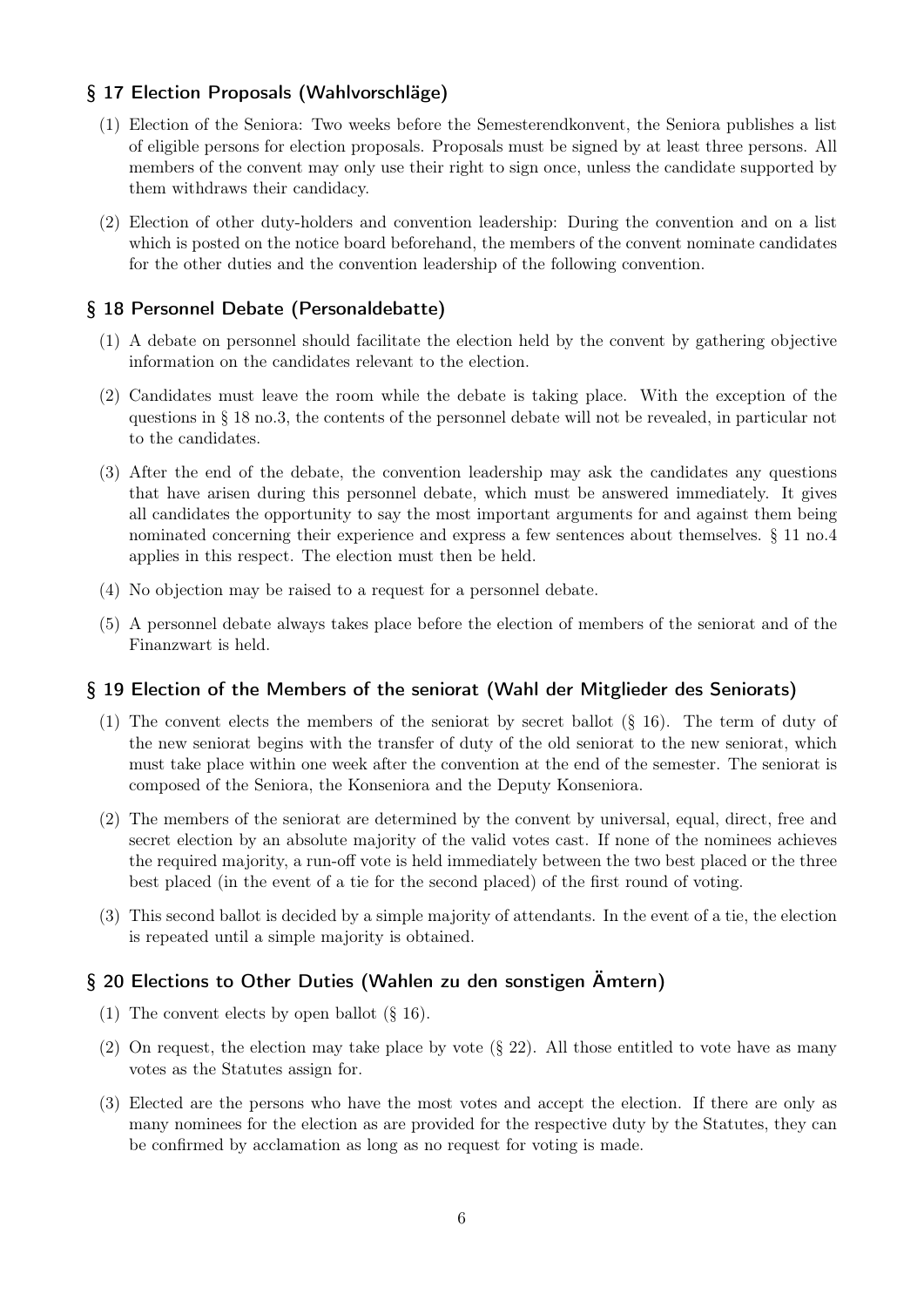## § 17 Election Proposals (Wahlvorschläge)

(1) Election of the Seniora: Two weeks before the Semesterendkonvent, the Seniora publishes a list of eligible persons for election proposals. Proposals must be signed by at least three persons. All members of the convent may only use their right to sign once, unless the candidate supported by them withdraws their candidacy.

(2) Election of other duty-holders and convention leadership: During the convention and on a list which is posted on the notice board beforehand, the members of the convent nominate candidates for the other duties and the convention leadership of the following convention.

## § 18 Personnel Debate (Personaldebatte)

(1) A debate on personnel should facilitate the election held by the convent by gathering objective information on the candidates relevant to the election.

(2) Candidates must leave the room while the debate is taking place. With the exception of the questions in § 18 no.3, the contents of the personnel debate will not be revealed, in particular not to the candidates.

(3) After the end of the debate, the convention leadership may ask the candidates any questions that have arisen during this personnel debate, which must be answered immediately. It gives all candidates the opportunity to say the most important arguments for and against them being nominated concerning their experience and express a few sentences about themselves. § 11 no.4 applies in this respect. The election must then be held.

(4) No objection may be raised to a request for a personnel debate.

(5) A personnel debate always takes place before the election of members of the seniorat and of the Finanzwart is held.

## § 19 Election of the Members of the seniorat (Wahl der Mitglieder des Seniorats)

(1) The convent elects the members of the seniorat by secret ballot (§ 16). The term of duty of the new seniorat begins with the transfer of duty of the old seniorat to the new seniorat, which must take place within one week after the convention at the end of the semester. The seniorat is composed of the Seniora, the Konseniora and the Deputy Konseniora.

(2) The members of the seniorat are determined by the convent by universal, equal, direct, free and secret election by an absolute majority of the valid votes cast. If none of the nominees achieves the required majority, a run-off vote is held immediately between the two best placed or the three best placed (in the event of a tie for the second placed) of the first round of voting.

(3) This second ballot is decided by a simple majority of attendants. In the event of a tie, the election is repeated until a simple majority is obtained.

## § 20 Elections to Other Duties (Wahlen zu den sonstigen Ämtern)

(1) The convent elects by open ballot (§ 16).

(2) On request, the election may take place by vote (§ 22). All those entitled to vote have as many votes as the Statutes assign for.

(3) Elected are the persons who have the most votes and accept the election. If there are only as many nominees for the election as are provided for the respective duty by the Statutes, they can be confirmed by acclamation as long as no request for voting is made.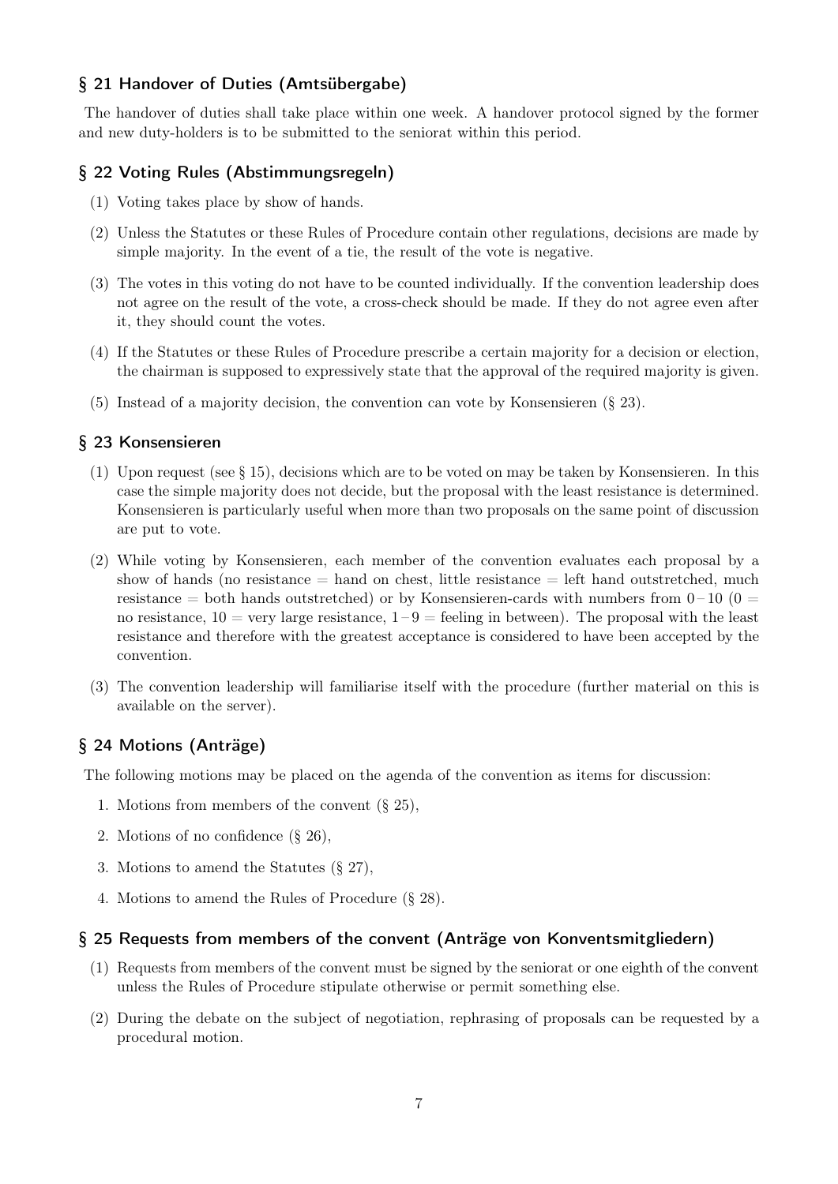## § 21 Handover of Duties (Amtsübergabe)

The handover of duties shall take place within one week. A handover protocol signed by the former and new duty-holders is to be submitted to the seniorat within this period.

## § 22 Voting Rules (Abstimmungsregeln)

(1) Voting takes place by show of hands.

(2) Unless the Statutes or these Rules of Procedure contain other regulations, decisions are made by simple majority. In the event of a tie, the result of the vote is negative.

(3) The votes in this voting do not have to be counted individually. If the convention leadership does not agree on the result of the vote, a cross-check should be made. If they do not agree even after it, they should count the votes.

(4) If the Statutes or these Rules of Procedure prescribe a certain majority for a decision or election, the chairman is supposed to expressively state that the approval of the required majority is given.

(5) Instead of a majority decision, the convention can vote by Konsensieren (§ 23).

## § 23 Konsensieren

(1) Upon request (see § 15), decisions which are to be voted on may be taken by Konsensieren. In this case the simple majority does not decide, but the proposal with the least resistance is determined. Konsensieren is particularly useful when more than two proposals on the same point of discussion are put to vote.

(2) While voting by Konsensieren, each member of the convention evaluates each proposal by a show of hands (no resistance = hand on chest, little resistance = left hand outstretched, much resistance = both hands outstretched) or by Konsensieren-cards with numbers from 0 – 10 (0 = no resistance, 10 = very large resistance, 1 – 9 = feeling in between). The proposal with the least resistance and therefore with the greatest acceptance is considered to have been accepted by the convention.

(3) The convention leadership will familiarise itself with the procedure (further material on this is available on the server).

## § 24 Motions (Anträge)

The following motions may be placed on the agenda of the convention as items for discussion:

1. Motions from members of the convent (§ 25),
2. Motions of no confidence (§ 26),
3. Motions to amend the Statutes (§ 27),
4. Motions to amend the Rules of Procedure (§ 28).

## § 25 Requests from members of the convent (Anträge von Konventsmitgliedern)

(1) Requests from members of the convent must be signed by the seniorat or one eighth of the convent unless the Rules of Procedure stipulate otherwise or permit something else.

(2) During the debate on the subject of negotiation, rephrasing of proposals can be requested by a procedural motion.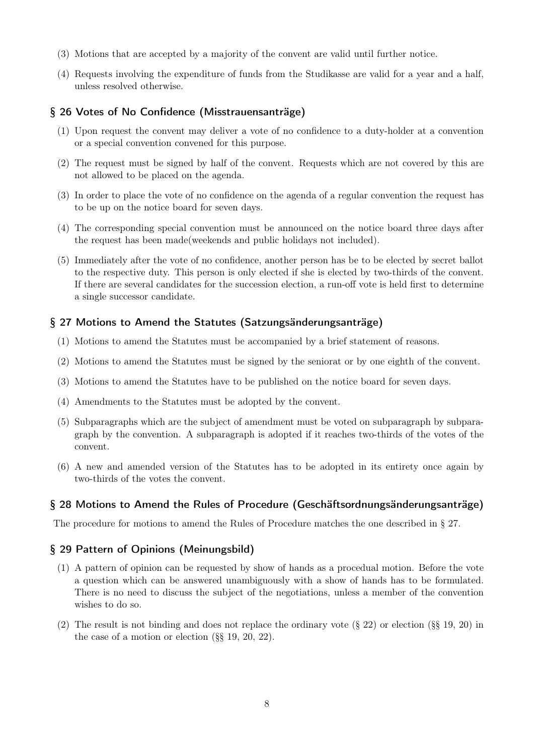(3) Motions that are accepted by a majority of the convent are valid until further notice.

(4) Requests involving the expenditure of funds from the Studikasse are valid for a year and a half, unless resolved otherwise.

## § 26 Votes of No Confidence (Misstrauensanträge)

(1) Upon request the convent may deliver a vote of no confidence to a duty-holder at a convention or a special convention convened for this purpose.

(2) The request must be signed by half of the convent. Requests which are not covered by this are not allowed to be placed on the agenda.

(3) In order to place the vote of no confidence on the agenda of a regular convention the request has to be up on the notice board for seven days.

(4) The corresponding special convention must be announced on the notice board three days after the request has been made(weekends and public holidays not included).

(5) Immediately after the vote of no confidence, another person has be to be elected by secret ballot to the respective duty. This person is only elected if she is elected by two-thirds of the convent. If there are several candidates for the succession election, a run-off vote is held first to determine a single successor candidate.

## § 27 Motions to Amend the Statutes (Satzungsänderungsanträge)

(1) Motions to amend the Statutes must be accompanied by a brief statement of reasons.

(2) Motions to amend the Statutes must be signed by the seniorat or by one eighth of the convent.

(3) Motions to amend the Statutes have to be published on the notice board for seven days.

(4) Amendments to the Statutes must be adopted by the convent.

(5) Subparagraphs which are the subject of amendment must be voted on subparagraph by subparagraph by the convention. A subparagraph is adopted if it reaches two-thirds of the votes of the convent.

(6) A new and amended version of the Statutes has to be adopted in its entirety once again by two-thirds of the votes the convent.

## § 28 Motions to Amend the Rules of Procedure (Geschäftsordnungsänderungsanträge)

The procedure for motions to amend the Rules of Procedure matches the one described in § 27.

## § 29 Pattern of Opinions (Meinungsbild)

(1) A pattern of opinion can be requested by show of hands as a procedual motion. Before the vote a question which can be answered unambiguously with a show of hands has to be formulated. There is no need to discuss the subject of the negotiations, unless a member of the convention wishes to do so.

(2) The result is not binding and does not replace the ordinary vote (§ 22) or election (§§ 19, 20) in the case of a motion or election (§§ 19, 20, 22).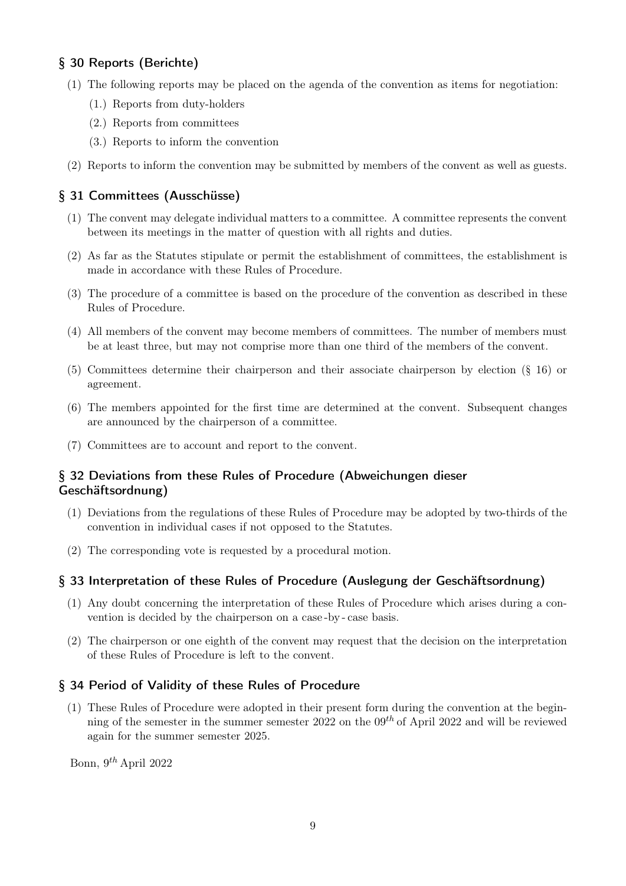## § 30 Reports (Berichte)

(1) The following reports may be placed on the agenda of the convention as items for negotiation:

(1.) Reports from duty-holders

(2.) Reports from committees

(3.) Reports to inform the convention

(2) Reports to inform the convention may be submitted by members of the convent as well as guests.

## § 31 Committees (Ausschüsse)

(1) The convent may delegate individual matters to a committee. A committee represents the convent between its meetings in the matter of question with all rights and duties.

(2) As far as the Statutes stipulate or permit the establishment of committees, the establishment is made in accordance with these Rules of Procedure.

(3) The procedure of a committee is based on the procedure of the convention as described in these Rules of Procedure.

(4) All members of the convent may become members of committees. The number of members must be at least three, but may not comprise more than one third of the members of the convent.

(5) Committees determine their chairperson and their associate chairperson by election (§ 16) or agreement.

(6) The members appointed for the first time are determined at the convent. Subsequent changes are announced by the chairperson of a committee.

(7) Committees are to account and report to the convent.

## § 32 Deviations from these Rules of Procedure (Abweichungen dieser Geschäftsordnung)

(1) Deviations from the regulations of these Rules of Procedure may be adopted by two-thirds of the convention in individual cases if not opposed to the Statutes.

(2) The corresponding vote is requested by a procedural motion.

## § 33 Interpretation of these Rules of Procedure (Auslegung der Geschäftsordnung)

(1) Any doubt concerning the interpretation of these Rules of Procedure which arises during a convention is decided by the chairperson on a case-by-case basis.

(2) The chairperson or one eighth of the convent may request that the decision on the interpretation of these Rules of Procedure is left to the convent.

## § 34 Period of Validity of these Rules of Procedure

(1) These Rules of Procedure were adopted in their present form during the convention at the beginning of the semester in the summer semester 2022 on the 09th of April 2022 and will be reviewed again for the summer semester 2025.

Bonn, 9th April 2022